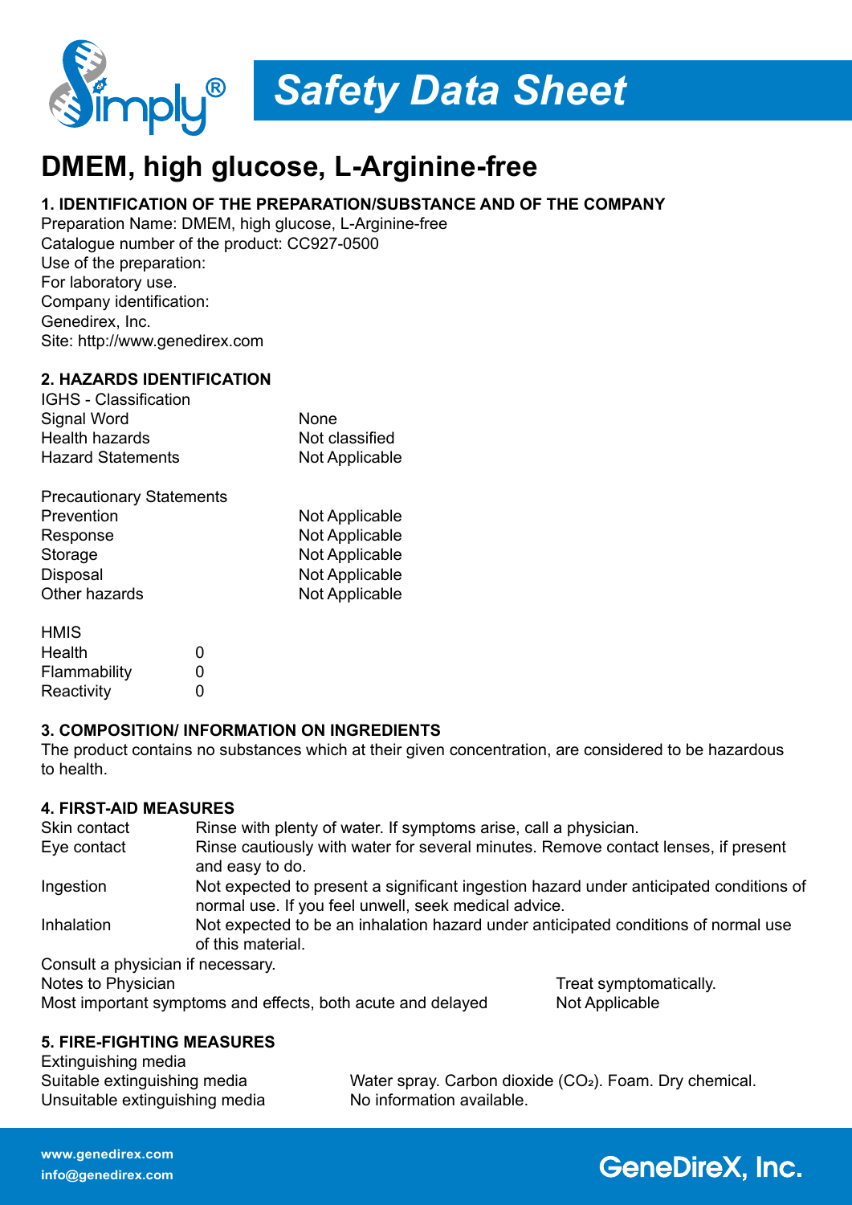# Safety Data Sheet

# DMEM, high glucose, L-Arginine-free

## 1. IDENTIFICATION OF THE PREPARATION/SUBSTANCE AND OF THE COMPANY

Preparation Name: DMEM, high glucose, L-Arginine-free
Catalogue number of the product: CC927-0500
Use of the preparation:
For laboratory use.
Company identification:
Genedirex, Inc.
Site: http://www.genedirex.com

## 2. HAZARDS IDENTIFICATION

IGHS - Classification

| | |
|---|---|
| Signal Word | None |
| Health hazards | Not classified |
| Hazard Statements | Not Applicable |

Precautionary Statements

| | |
|---|---|
| Prevention | Not Applicable |
| Response | Not Applicable |
| Storage | Not Applicable |
| Disposal | Not Applicable |
| Other hazards | Not Applicable |

HMIS

| | |
|---|---|
| Health | 0 |
| Flammability | 0 |
| Reactivity | 0 |

## 3. COMPOSITION/ INFORMATION ON INGREDIENTS

The product contains no substances which at their given concentration, are considered to be hazardous to health.

## 4. FIRST-AID MEASURES

| | |
|---|---|
| Skin contact | Rinse with plenty of water. If symptoms arise, call a physician. |
| Eye contact | Rinse cautiously with water for several minutes. Remove contact lenses, if present and easy to do. |
| Ingestion | Not expected to present a significant ingestion hazard under anticipated conditions of normal use. If you feel unwell, seek medical advice. |
| Inhalation | Not expected to be an inhalation hazard under anticipated conditions of normal use of this material. |

Consult a physician if necessary.

| | |
|---|---|
| Notes to Physician | Treat symptomatically. |
| Most important symptoms and effects, both acute and delayed | Not Applicable |

## 5. FIRE-FIGHTING MEASURES

Extinguishing media

| | |
|---|---|
| Suitable extinguishing media | Water spray. Carbon dioxide ($CO_2$). Foam. Dry chemical. |
| Unsuitable extinguishing media | No information available. |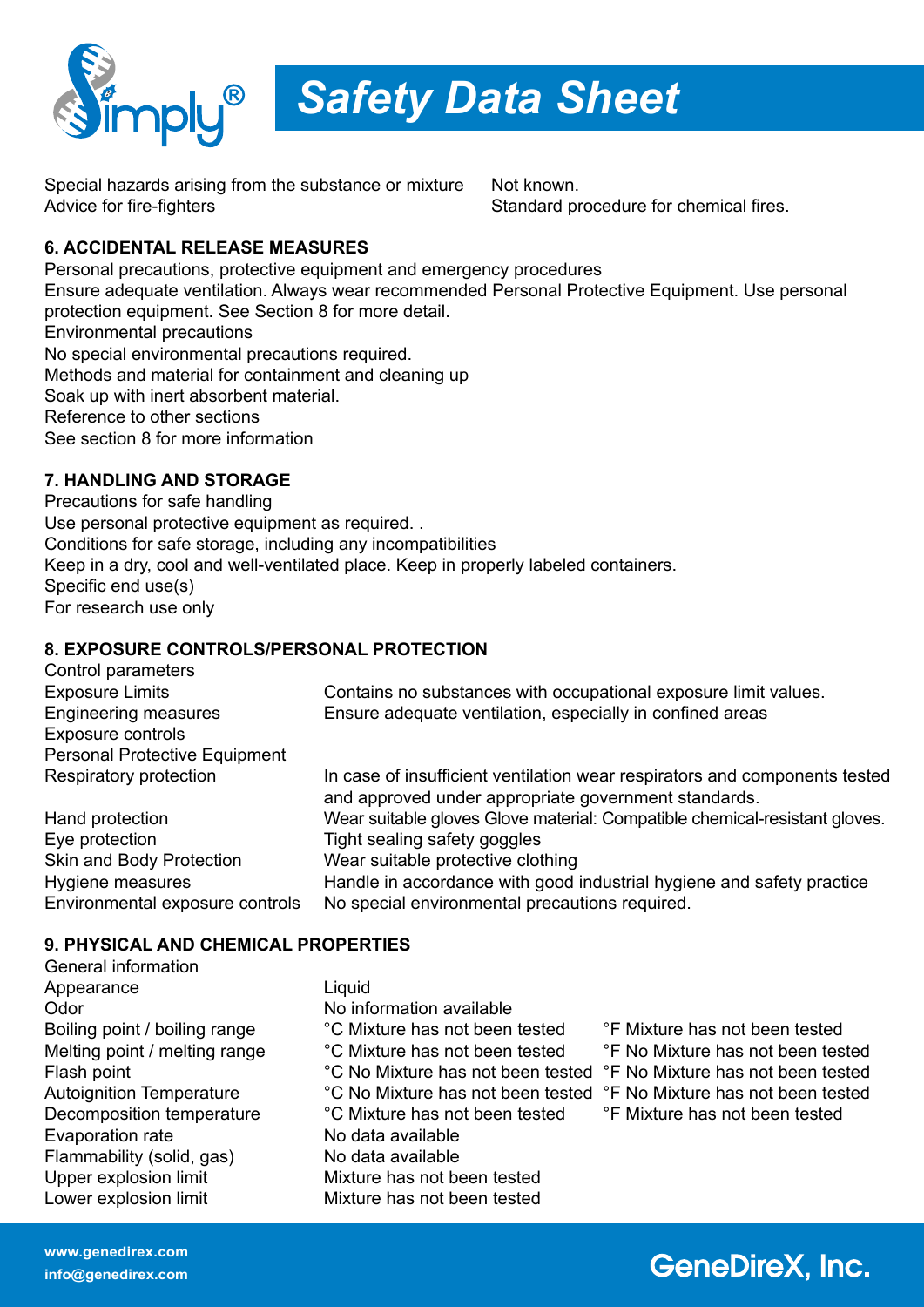| | |
|---|---|
| Special hazards arising from the substance or mixture | Not known. |
| Advice for fire-fighters | Standard procedure for chemical fires. |

## 6. ACCIDENTAL RELEASE MEASURES

Personal precautions, protective equipment and emergency procedures

Ensure adequate ventilation. Always wear recommended Personal Protective Equipment. Use personal protection equipment. See Section 8 for more detail.

Environmental precautions

No special environmental precautions required.

Methods and material for containment and cleaning up

Soak up with inert absorbent material.

Reference to other sections

See section 8 for more information

## 7. HANDLING AND STORAGE

Precautions for safe handling

Use personal protective equipment as required. .

Conditions for safe storage, including any incompatibilities

Keep in a dry, cool and well-ventilated place. Keep in properly labeled containers.

Specific end use(s)

For research use only

## 8. EXPOSURE CONTROLS/PERSONAL PROTECTION

Control parameters

| | |
|---|---|
| Exposure Limits | Contains no substances with occupational exposure limit values. |
| Engineering measures | Ensure adequate ventilation, especially in confined areas |
| Exposure controls | |
| Personal Protective Equipment | |
| Respiratory protection | In case of insufficient ventilation wear respirators and components tested and approved under appropriate government standards. |
| Hand protection | Wear suitable gloves Glove material: Compatible chemical-resistant gloves. |
| Eye protection | Tight sealing safety goggles |
| Skin and Body Protection | Wear suitable protective clothing |
| Hygiene measures | Handle in accordance with good industrial hygiene and safety practice |
| Environmental exposure controls | No special environmental precautions required. |

## 9. PHYSICAL AND CHEMICAL PROPERTIES

General information

| | | |
|---|---|---|
| Appearance | Liquid | |
| Odor | No information available | |
| Boiling point / boiling range | °C Mixture has not been tested | °F Mixture has not been tested |
| Melting point / melting range | °C Mixture has not been tested | °F No Mixture has not been tested |
| Flash point | °C No Mixture has not been tested | °F No Mixture has not been tested |
| Autoignition Temperature | °C No Mixture has not been tested | °F No Mixture has not been tested |
| Decomposition temperature | °C Mixture has not been tested | °F Mixture has not been tested |
| Evaporation rate | No data available | |
| Flammability (solid, gas) | No data available | |
| Upper explosion limit | Mixture has not been tested | |
| Lower explosion limit | Mixture has not been tested | |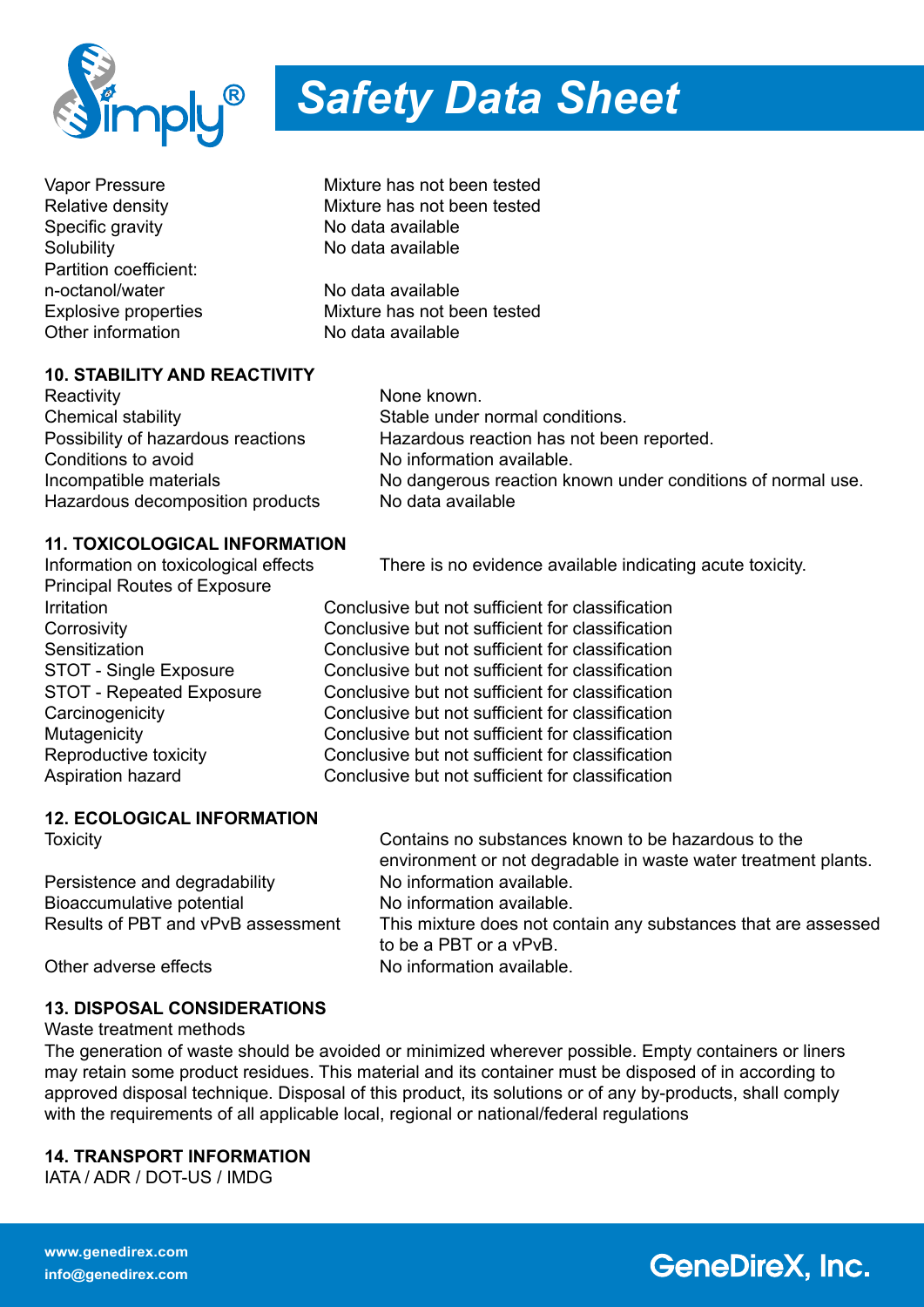| | |
|---|---|
| Vapor Pressure | Mixture has not been tested |
| Relative density | Mixture has not been tested |
| Specific gravity | No data available |
| Solubility | No data available |
| Partition coefficient: n-octanol/water | No data available |
| Explosive properties | Mixture has not been tested |
| Other information | No data available |

## 10. STABILITY AND REACTIVITY

| | |
|---|---|
| Reactivity | None known. |
| Chemical stability | Stable under normal conditions. |
| Possibility of hazardous reactions | Hazardous reaction has not been reported. |
| Conditions to avoid | No information available. |
| Incompatible materials | No dangerous reaction known under conditions of normal use. |
| Hazardous decomposition products | No data available |

## 11. TOXICOLOGICAL INFORMATION

Information on toxicological effects — There is no evidence available indicating acute toxicity.

Principal Routes of Exposure

| | |
|---|---|
| Irritation | Conclusive but not sufficient for classification |
| Corrosivity | Conclusive but not sufficient for classification |
| Sensitization | Conclusive but not sufficient for classification |
| STOT - Single Exposure | Conclusive but not sufficient for classification |
| STOT - Repeated Exposure | Conclusive but not sufficient for classification |
| Carcinogenicity | Conclusive but not sufficient for classification |
| Mutagenicity | Conclusive but not sufficient for classification |
| Reproductive toxicity | Conclusive but not sufficient for classification |
| Aspiration hazard | Conclusive but not sufficient for classification |

## 12. ECOLOGICAL INFORMATION

| | |
|---|---|
| Toxicity | Contains no substances known to be hazardous to the environment or not degradable in waste water treatment plants. |
| Persistence and degradability | No information available. |
| Bioaccumulative potential | No information available. |
| Results of PBT and vPvB assessment | This mixture does not contain any substances that are assessed to be a PBT or a vPvB. |
| Other adverse effects | No information available. |

## 13. DISPOSAL CONSIDERATIONS

Waste treatment methods

The generation of waste should be avoided or minimized wherever possible. Empty containers or liners may retain some product residues. This material and its container must be disposed of in according to approved disposal technique. Disposal of this product, its solutions or of any by-products, shall comply with the requirements of all applicable local, regional or national/federal regulations

## 14. TRANSPORT INFORMATION

IATA / ADR / DOT-US / IMDG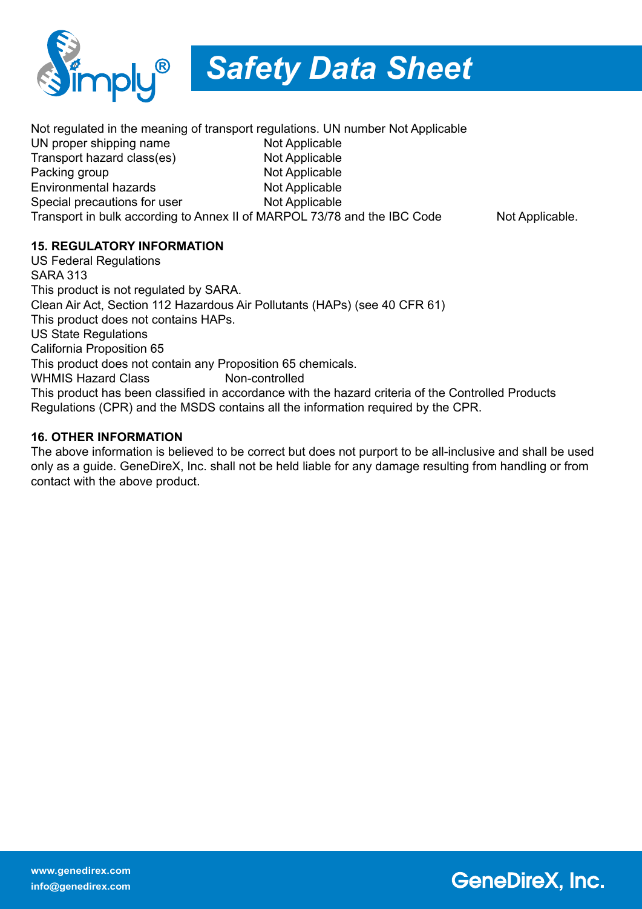Not regulated in the meaning of transport regulations. UN number Not Applicable

| | |
|---|---|
| UN proper shipping name | Not Applicable |
| Transport hazard class(es) | Not Applicable |
| Packing group | Not Applicable |
| Environmental hazards | Not Applicable |
| Special precautions for user | Not Applicable |
| Transport in bulk according to Annex II of MARPOL 73/78 and the IBC Code | Not Applicable. |

**15. REGULATORY INFORMATION**

US Federal Regulations
SARA 313
This product is not regulated by SARA.
Clean Air Act, Section 112 Hazardous Air Pollutants (HAPs) (see 40 CFR 61)
This product does not contains HAPs.
US State Regulations
California Proposition 65
This product does not contain any Proposition 65 chemicals.
WHMIS Hazard Class Non-controlled
This product has been classified in accordance with the hazard criteria of the Controlled Products Regulations (CPR) and the MSDS contains all the information required by the CPR.

**16. OTHER INFORMATION**

The above information is believed to be correct but does not purport to be all-inclusive and shall be used only as a guide. GeneDireX, Inc. shall not be held liable for any damage resulting from handling or from contact with the above product.